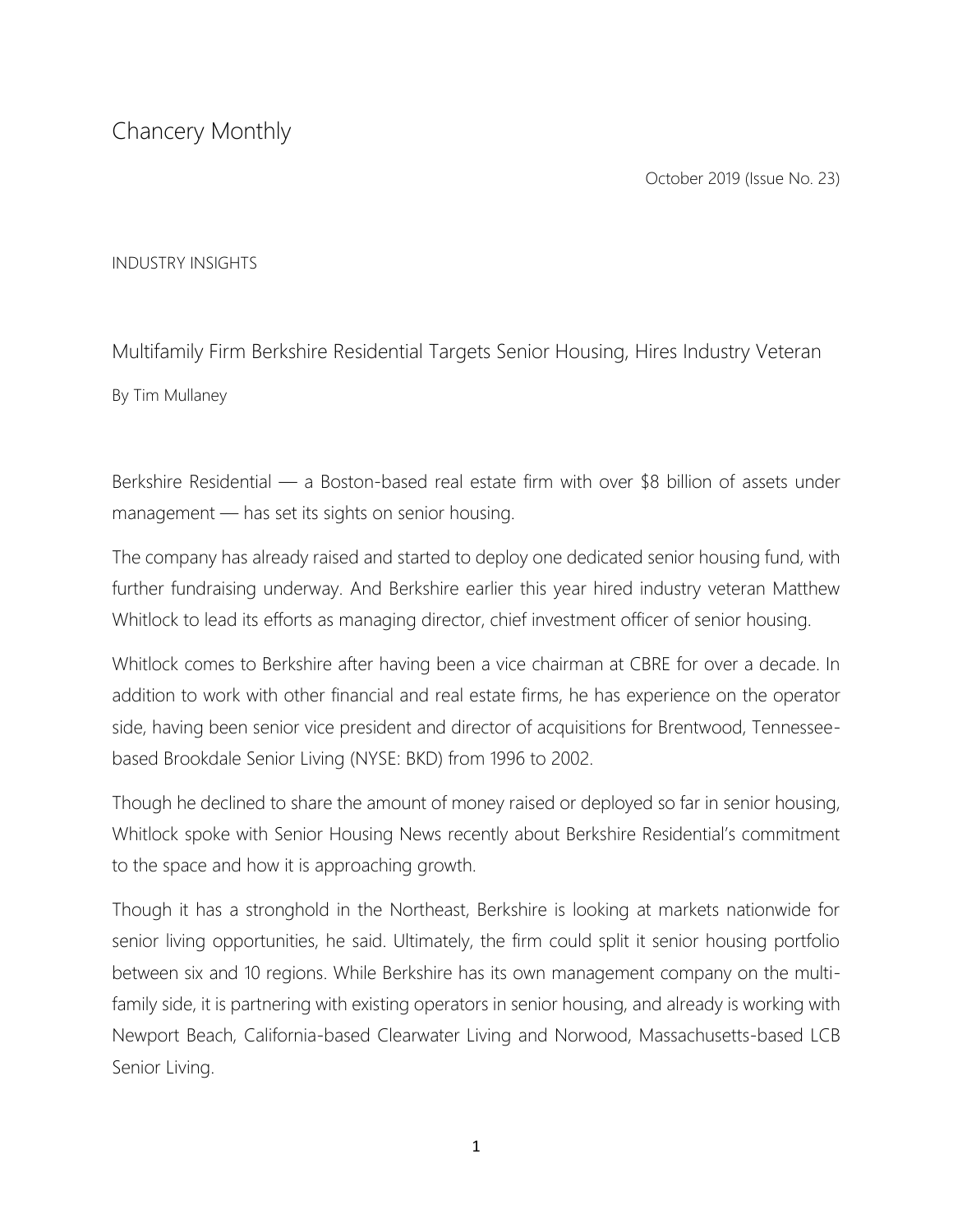Chancery Monthly

October 2019 (Issue No. 23)

INDUSTRY INSIGHTS

## Multifamily Firm Berkshire Residential Targets Senior Housing, Hires Industry Veteran

By Tim Mullaney

Berkshire Residential — a Boston-based real estate firm with over $8 billion of assets under management — has set its sights on senior housing.

The company has already raised and started to deploy one dedicated senior housing fund, with further fundraising underway. And Berkshire earlier this year hired industry veteran Matthew Whitlock to lead its efforts as managing director, chief investment officer of senior housing.

Whitlock comes to Berkshire after having been a vice chairman at CBRE for over a decade. In addition to work with other financial and real estate firms, he has experience on the operator side, having been senior vice president and director of acquisitions for Brentwood, Tennessee-based Brookdale Senior Living (NYSE: BKD) from 1996 to 2002.

Though he declined to share the amount of money raised or deployed so far in senior housing, Whitlock spoke with Senior Housing News recently about Berkshire Residential's commitment to the space and how it is approaching growth.

Though it has a stronghold in the Northeast, Berkshire is looking at markets nationwide for senior living opportunities, he said. Ultimately, the firm could split it senior housing portfolio between six and 10 regions. While Berkshire has its own management company on the multi-family side, it is partnering with existing operators in senior housing, and already is working with Newport Beach, California-based Clearwater Living and Norwood, Massachusetts-based LCB Senior Living.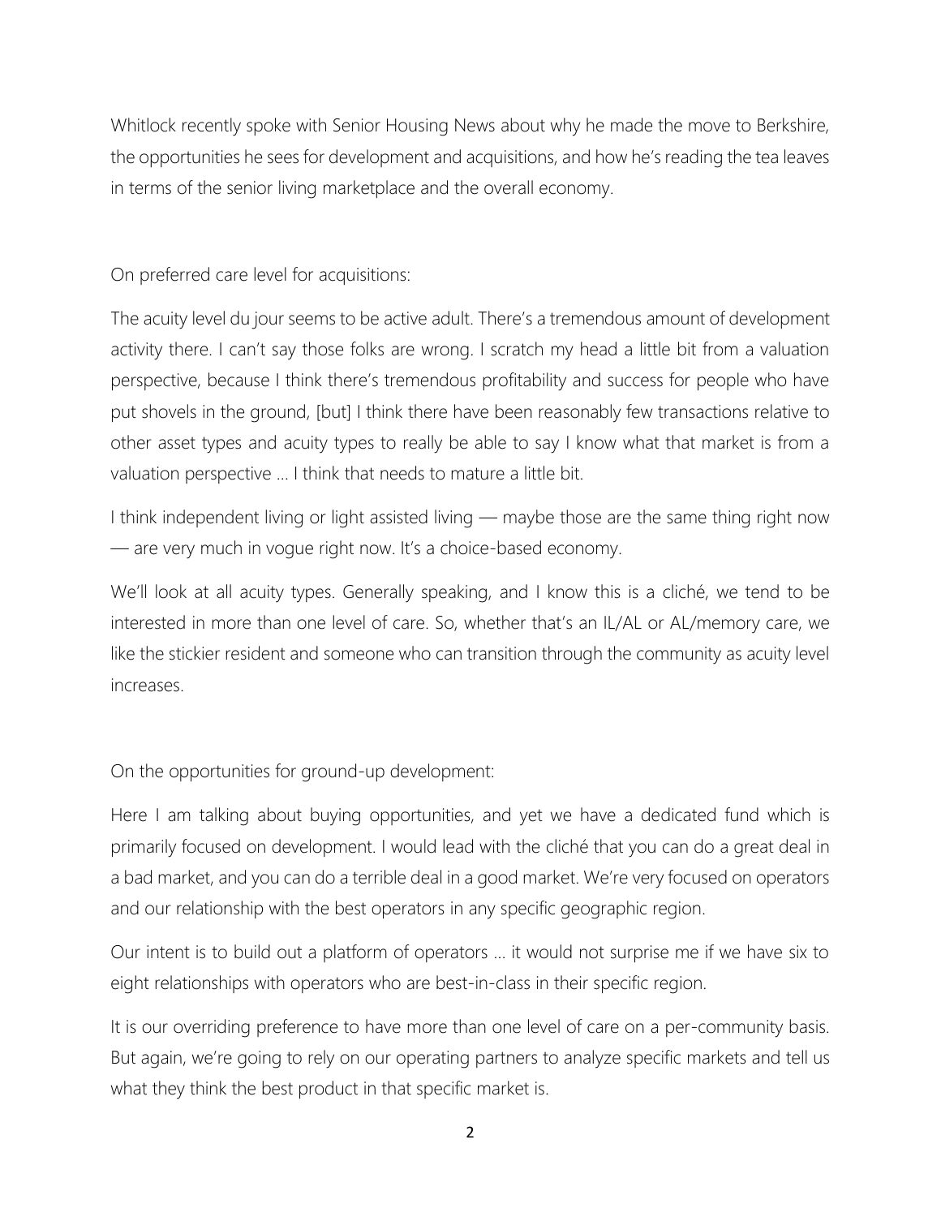Whitlock recently spoke with Senior Housing News about why he made the move to Berkshire, the opportunities he sees for development and acquisitions, and how he's reading the tea leaves in terms of the senior living marketplace and the overall economy.

On preferred care level for acquisitions:

The acuity level du jour seems to be active adult. There's a tremendous amount of development activity there. I can't say those folks are wrong. I scratch my head a little bit from a valuation perspective, because I think there's tremendous profitability and success for people who have put shovels in the ground, [but] I think there have been reasonably few transactions relative to other asset types and acuity types to really be able to say I know what that market is from a valuation perspective … I think that needs to mature a little bit.

I think independent living or light assisted living — maybe those are the same thing right now — are very much in vogue right now. It's a choice-based economy.

We'll look at all acuity types. Generally speaking, and I know this is a cliché, we tend to be interested in more than one level of care. So, whether that's an IL/AL or AL/memory care, we like the stickier resident and someone who can transition through the community as acuity level increases.

On the opportunities for ground-up development:

Here I am talking about buying opportunities, and yet we have a dedicated fund which is primarily focused on development. I would lead with the cliché that you can do a great deal in a bad market, and you can do a terrible deal in a good market. We're very focused on operators and our relationship with the best operators in any specific geographic region.

Our intent is to build out a platform of operators … it would not surprise me if we have six to eight relationships with operators who are best-in-class in their specific region.

It is our overriding preference to have more than one level of care on a per-community basis. But again, we're going to rely on our operating partners to analyze specific markets and tell us what they think the best product in that specific market is.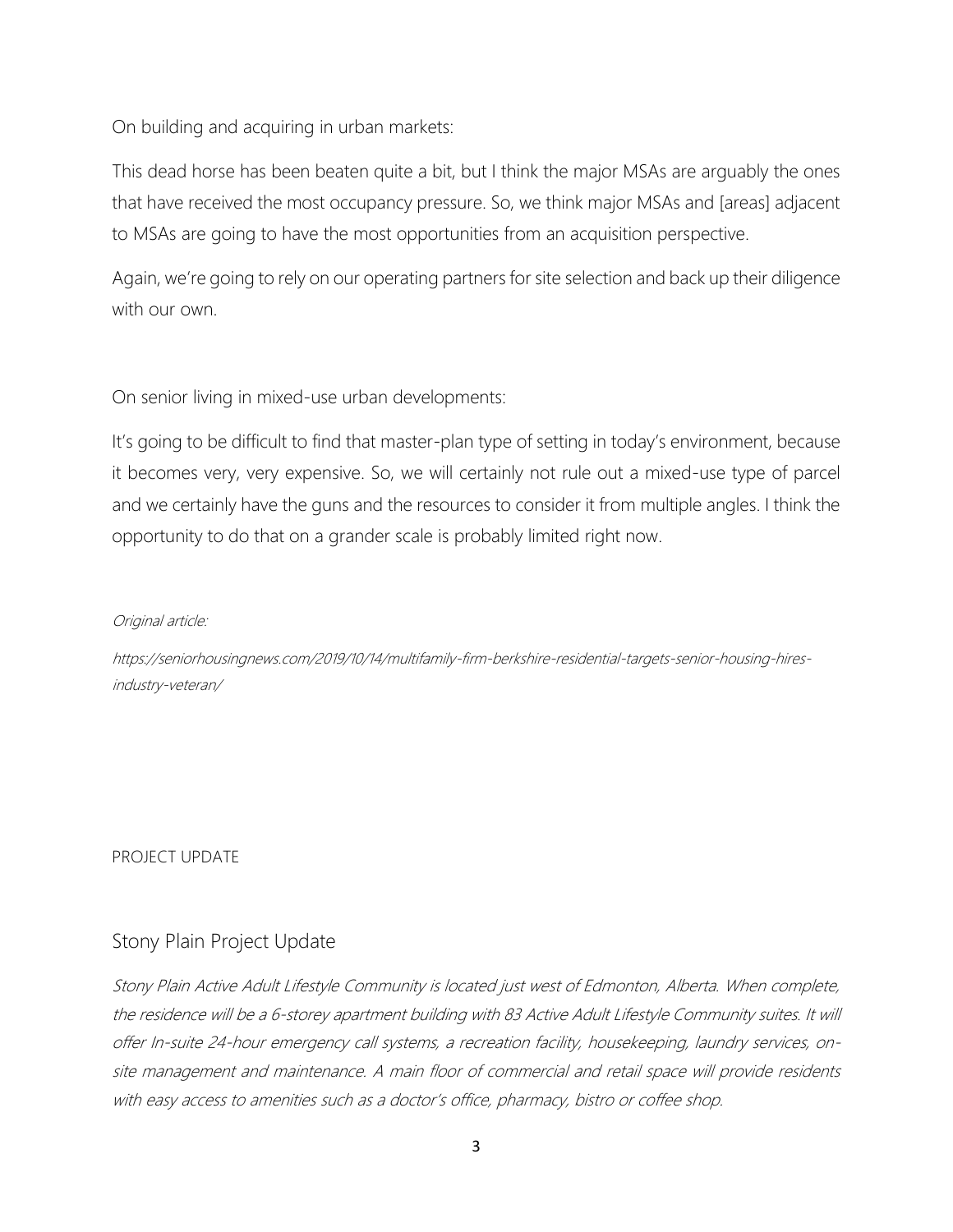On building and acquiring in urban markets:

This dead horse has been beaten quite a bit, but I think the major MSAs are arguably the ones that have received the most occupancy pressure. So, we think major MSAs and [areas] adjacent to MSAs are going to have the most opportunities from an acquisition perspective.

Again, we're going to rely on our operating partners for site selection and back up their diligence with our own.

On senior living in mixed-use urban developments:

It's going to be difficult to find that master-plan type of setting in today's environment, because it becomes very, very expensive. So, we will certainly not rule out a mixed-use type of parcel and we certainly have the guns and the resources to consider it from multiple angles. I think the opportunity to do that on a grander scale is probably limited right now.

*Original article:*

*https://seniorhousingnews.com/2019/10/14/multifamily-firm-berkshire-residential-targets-senior-housing-hires-industry-veteran/*

PROJECT UPDATE

## Stony Plain Project Update

*Stony Plain Active Adult Lifestyle Community is located just west of Edmonton, Alberta. When complete, the residence will be a 6-storey apartment building with 83 Active Adult Lifestyle Community suites. It will offer In-suite 24-hour emergency call systems, a recreation facility, housekeeping, laundry services, on-site management and maintenance. A main floor of commercial and retail space will provide residents with easy access to amenities such as a doctor's office, pharmacy, bistro or coffee shop.*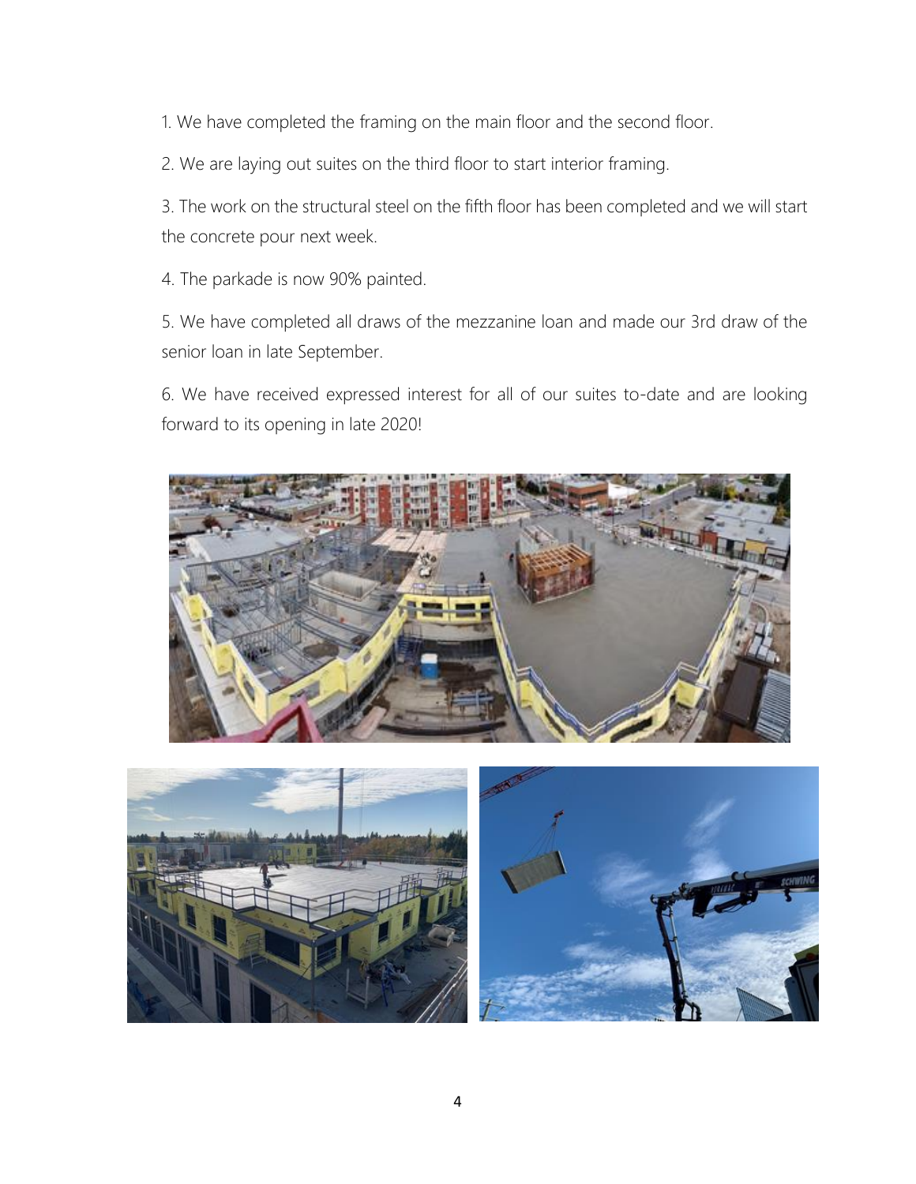1. We have completed the framing on the main floor and the second floor.

2. We are laying out suites on the third floor to start interior framing.

3. The work on the structural steel on the fifth floor has been completed and we will start the concrete pour next week.

4. The parkade is now 90% painted.

5. We have completed all draws of the mezzanine loan and made our 3rd draw of the senior loan in late September.

6. We have received expressed interest for all of our suites to-date and are looking forward to its opening in late 2020!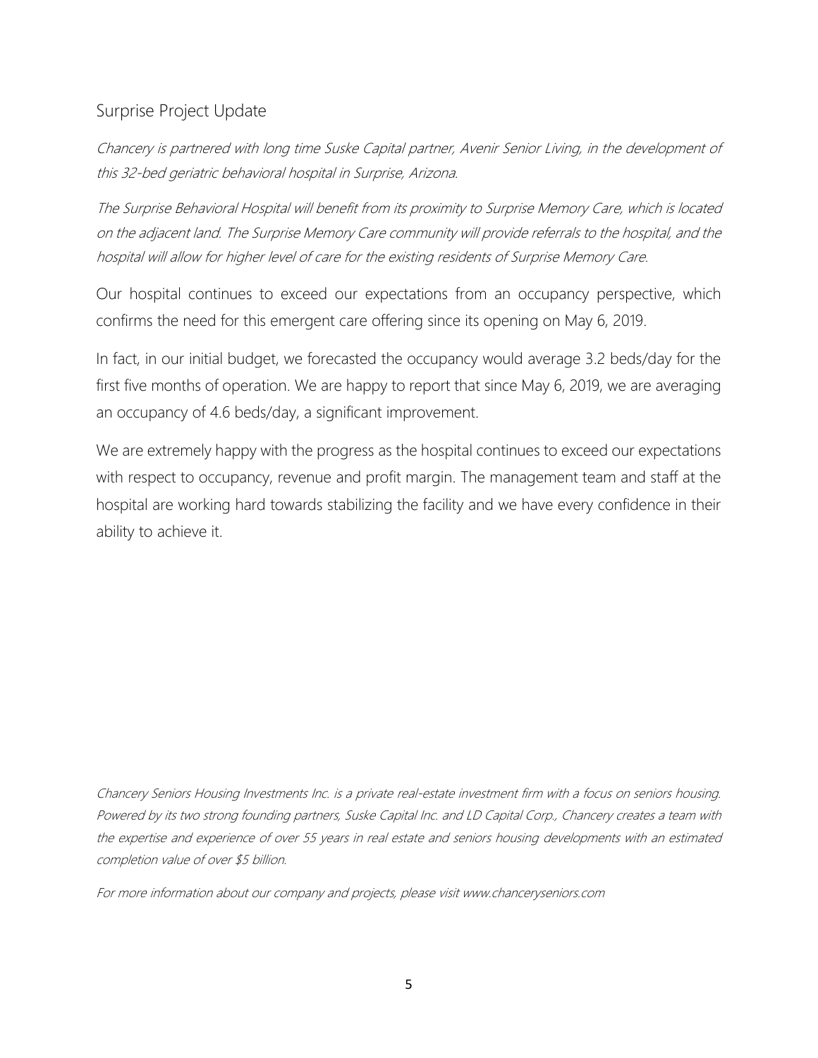## Surprise Project Update

*Chancery is partnered with long time Suske Capital partner, Avenir Senior Living, in the development of this 32-bed geriatric behavioral hospital in Surprise, Arizona.*

*The Surprise Behavioral Hospital will benefit from its proximity to Surprise Memory Care, which is located on the adjacent land. The Surprise Memory Care community will provide referrals to the hospital, and the hospital will allow for higher level of care for the existing residents of Surprise Memory Care.*

Our hospital continues to exceed our expectations from an occupancy perspective, which confirms the need for this emergent care offering since its opening on May 6, 2019.

In fact, in our initial budget, we forecasted the occupancy would average 3.2 beds/day for the first five months of operation. We are happy to report that since May 6, 2019, we are averaging an occupancy of 4.6 beds/day, a significant improvement.

We are extremely happy with the progress as the hospital continues to exceed our expectations with respect to occupancy, revenue and profit margin. The management team and staff at the hospital are working hard towards stabilizing the facility and we have every confidence in their ability to achieve it.

*Chancery Seniors Housing Investments Inc. is a private real-estate investment firm with a focus on seniors housing. Powered by its two strong founding partners, Suske Capital Inc. and LD Capital Corp., Chancery creates a team with the expertise and experience of over 55 years in real estate and seniors housing developments with an estimated completion value of over $5 billion.*

*For more information about our company and projects, please visit www.chanceryseniors.com*